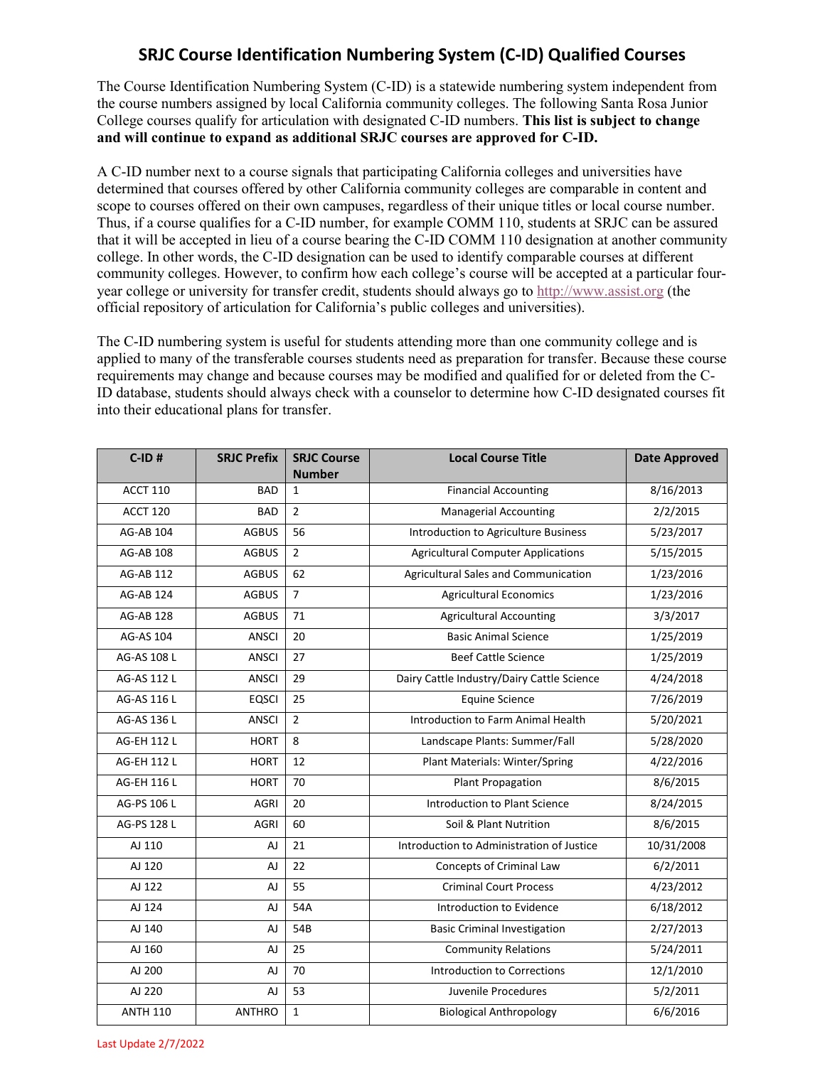# SRJC Course Identification Numbering System (C-ID) Qualified Courses

The Course Identification Numbering System (C-ID) is a statewide numbering system independent from the course numbers assigned by local California community colleges. The following Santa Rosa Junior College courses qualify for articulation with designated C-ID numbers. **This list is subject to change and will continue to expand as additional SRJC courses are approved for C-ID.**

A C-ID number next to a course signals that participating California colleges and universities have determined that courses offered by other California community colleges are comparable in content and scope to courses offered on their own campuses, regardless of their unique titles or local course number. Thus, if a course qualifies for a C-ID number, for example COMM 110, students at SRJC can be assured that it will be accepted in lieu of a course bearing the C-ID COMM 110 designation at another community college. In other words, the C-ID designation can be used to identify comparable courses at different community colleges. However, to confirm how each college's course will be accepted at a particular four-year college or university for transfer credit, students should always go to http://www.assist.org (the official repository of articulation for California's public colleges and universities).

The C-ID numbering system is useful for students attending more than one community college and is applied to many of the transferable courses students need as preparation for transfer. Because these course requirements may change and because courses may be modified and qualified for or deleted from the C-ID database, students should always check with a counselor to determine how C-ID designated courses fit into their educational plans for transfer.

| C-ID # | SRJC Prefix | SRJC Course Number | Local Course Title | Date Approved |
|---|---|---|---|---|
| ACCT 110 | BAD | 1 | Financial Accounting | 8/16/2013 |
| ACCT 120 | BAD | 2 | Managerial Accounting | 2/2/2015 |
| AG-AB 104 | AGBUS | 56 | Introduction to Agriculture Business | 5/23/2017 |
| AG-AB 108 | AGBUS | 2 | Agricultural Computer Applications | 5/15/2015 |
| AG-AB 112 | AGBUS | 62 | Agricultural Sales and Communication | 1/23/2016 |
| AG-AB 124 | AGBUS | 7 | Agricultural Economics | 1/23/2016 |
| AG-AB 128 | AGBUS | 71 | Agricultural Accounting | 3/3/2017 |
| AG-AS 104 | ANSCI | 20 | Basic Animal Science | 1/25/2019 |
| AG-AS 108 L | ANSCI | 27 | Beef Cattle Science | 1/25/2019 |
| AG-AS 112 L | ANSCI | 29 | Dairy Cattle Industry/Dairy Cattle Science | 4/24/2018 |
| AG-AS 116 L | EQSCI | 25 | Equine Science | 7/26/2019 |
| AG-AS 136 L | ANSCI | 2 | Introduction to Farm Animal Health | 5/20/2021 |
| AG-EH 112 L | HORT | 8 | Landscape Plants: Summer/Fall | 5/28/2020 |
| AG-EH 112 L | HORT | 12 | Plant Materials: Winter/Spring | 4/22/2016 |
| AG-EH 116 L | HORT | 70 | Plant Propagation | 8/6/2015 |
| AG-PS 106 L | AGRI | 20 | Introduction to Plant Science | 8/24/2015 |
| AG-PS 128 L | AGRI | 60 | Soil & Plant Nutrition | 8/6/2015 |
| AJ 110 | AJ | 21 | Introduction to Administration of Justice | 10/31/2008 |
| AJ 120 | AJ | 22 | Concepts of Criminal Law | 6/2/2011 |
| AJ 122 | AJ | 55 | Criminal Court Process | 4/23/2012 |
| AJ 124 | AJ | 54A | Introduction to Evidence | 6/18/2012 |
| AJ 140 | AJ | 54B | Basic Criminal Investigation | 2/27/2013 |
| AJ 160 | AJ | 25 | Community Relations | 5/24/2011 |
| AJ 200 | AJ | 70 | Introduction to Corrections | 12/1/2010 |
| AJ 220 | AJ | 53 | Juvenile Procedures | 5/2/2011 |
| ANTH 110 | ANTHRO | 1 | Biological Anthropology | 6/6/2016 |

Last Update 2/7/2022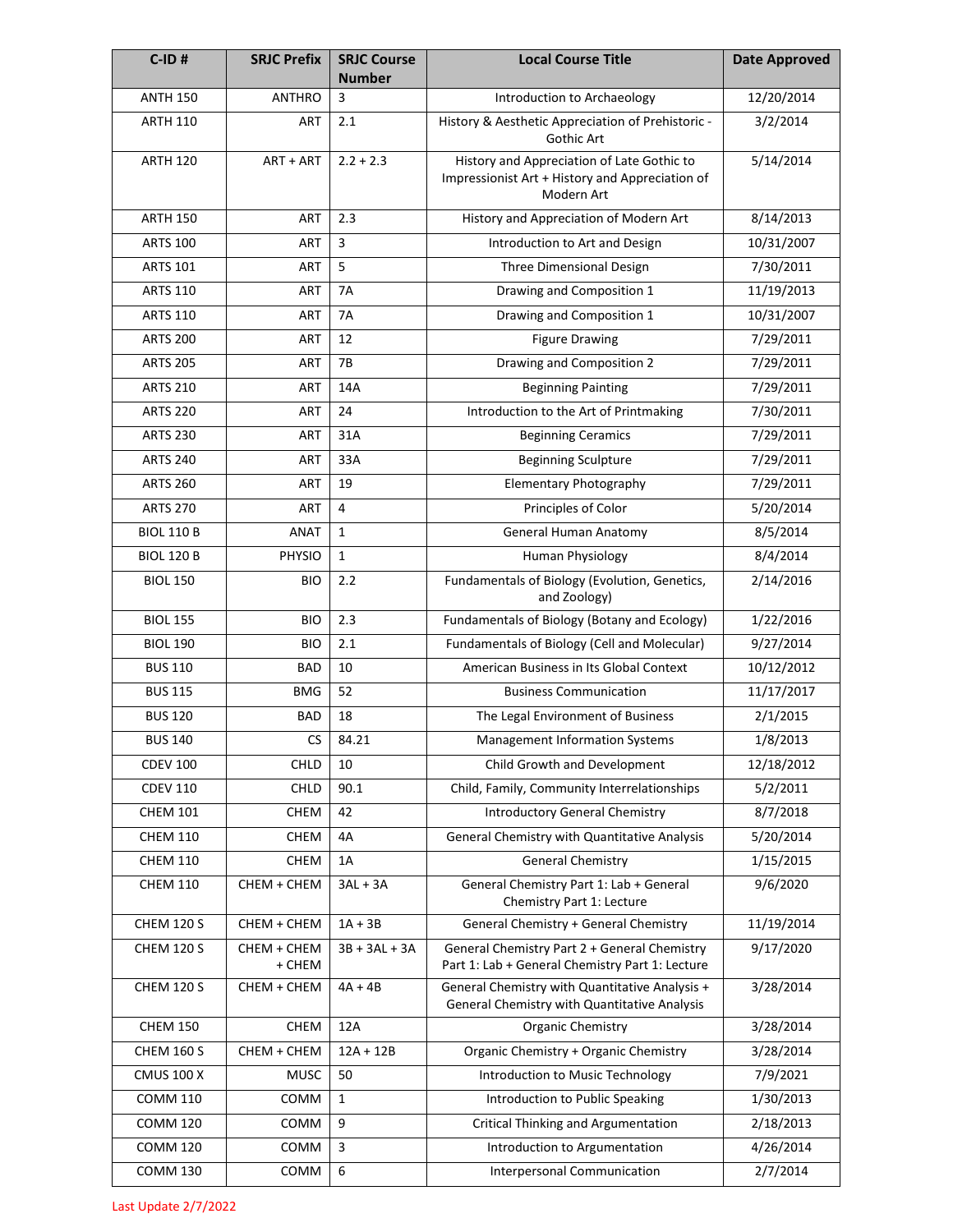| C-ID # | SRJC Prefix | SRJC Course Number | Local Course Title | Date Approved |
|---|---|---|---|---|
| ANTH 150 | ANTHRO | 3 | Introduction to Archaeology | 12/20/2014 |
| ARTH 110 | ART | 2.1 | History & Aesthetic Appreciation of Prehistoric - Gothic Art | 3/2/2014 |
| ARTH 120 | ART + ART | 2.2 + 2.3 | History and Appreciation of Late Gothic to Impressionist Art + History and Appreciation of Modern Art | 5/14/2014 |
| ARTH 150 | ART | 2.3 | History and Appreciation of Modern Art | 8/14/2013 |
| ARTS 100 | ART | 3 | Introduction to Art and Design | 10/31/2007 |
| ARTS 101 | ART | 5 | Three Dimensional Design | 7/30/2011 |
| ARTS 110 | ART | 7A | Drawing and Composition 1 | 11/19/2013 |
| ARTS 110 | ART | 7A | Drawing and Composition 1 | 10/31/2007 |
| ARTS 200 | ART | 12 | Figure Drawing | 7/29/2011 |
| ARTS 205 | ART | 7B | Drawing and Composition 2 | 7/29/2011 |
| ARTS 210 | ART | 14A | Beginning Painting | 7/29/2011 |
| ARTS 220 | ART | 24 | Introduction to the Art of Printmaking | 7/30/2011 |
| ARTS 230 | ART | 31A | Beginning Ceramics | 7/29/2011 |
| ARTS 240 | ART | 33A | Beginning Sculpture | 7/29/2011 |
| ARTS 260 | ART | 19 | Elementary Photography | 7/29/2011 |
| ARTS 270 | ART | 4 | Principles of Color | 5/20/2014 |
| BIOL 110 B | ANAT | 1 | General Human Anatomy | 8/5/2014 |
| BIOL 120 B | PHYSIO | 1 | Human Physiology | 8/4/2014 |
| BIOL 150 | BIO | 2.2 | Fundamentals of Biology (Evolution, Genetics, and Zoology) | 2/14/2016 |
| BIOL 155 | BIO | 2.3 | Fundamentals of Biology (Botany and Ecology) | 1/22/2016 |
| BIOL 190 | BIO | 2.1 | Fundamentals of Biology (Cell and Molecular) | 9/27/2014 |
| BUS 110 | BAD | 10 | American Business in Its Global Context | 10/12/2012 |
| BUS 115 | BMG | 52 | Business Communication | 11/17/2017 |
| BUS 120 | BAD | 18 | The Legal Environment of Business | 2/1/2015 |
| BUS 140 | CS | 84.21 | Management Information Systems | 1/8/2013 |
| CDEV 100 | CHLD | 10 | Child Growth and Development | 12/18/2012 |
| CDEV 110 | CHLD | 90.1 | Child, Family, Community Interrelationships | 5/2/2011 |
| CHEM 101 | CHEM | 42 | Introductory General Chemistry | 8/7/2018 |
| CHEM 110 | CHEM | 4A | General Chemistry with Quantitative Analysis | 5/20/2014 |
| CHEM 110 | CHEM | 1A | General Chemistry | 1/15/2015 |
| CHEM 110 | CHEM + CHEM | 3AL + 3A | General Chemistry Part 1: Lab + General Chemistry Part 1: Lecture | 9/6/2020 |
| CHEM 120 S | CHEM + CHEM | 1A + 3B | General Chemistry + General Chemistry | 11/19/2014 |
| CHEM 120 S | CHEM + CHEM + CHEM | 3B + 3AL + 3A | General Chemistry Part 2 + General Chemistry Part 1: Lab + General Chemistry Part 1: Lecture | 9/17/2020 |
| CHEM 120 S | CHEM + CHEM | 4A + 4B | General Chemistry with Quantitative Analysis + General Chemistry with Quantitative Analysis | 3/28/2014 |
| CHEM 150 | CHEM | 12A | Organic Chemistry | 3/28/2014 |
| CHEM 160 S | CHEM + CHEM | 12A + 12B | Organic Chemistry + Organic Chemistry | 3/28/2014 |
| CMUS 100 X | MUSC | 50 | Introduction to Music Technology | 7/9/2021 |
| COMM 110 | COMM | 1 | Introduction to Public Speaking | 1/30/2013 |
| COMM 120 | COMM | 9 | Critical Thinking and Argumentation | 2/18/2013 |
| COMM 120 | COMM | 3 | Introduction to Argumentation | 4/26/2014 |
| COMM 130 | COMM | 6 | Interpersonal Communication | 2/7/2014 |

Last Update 2/7/2022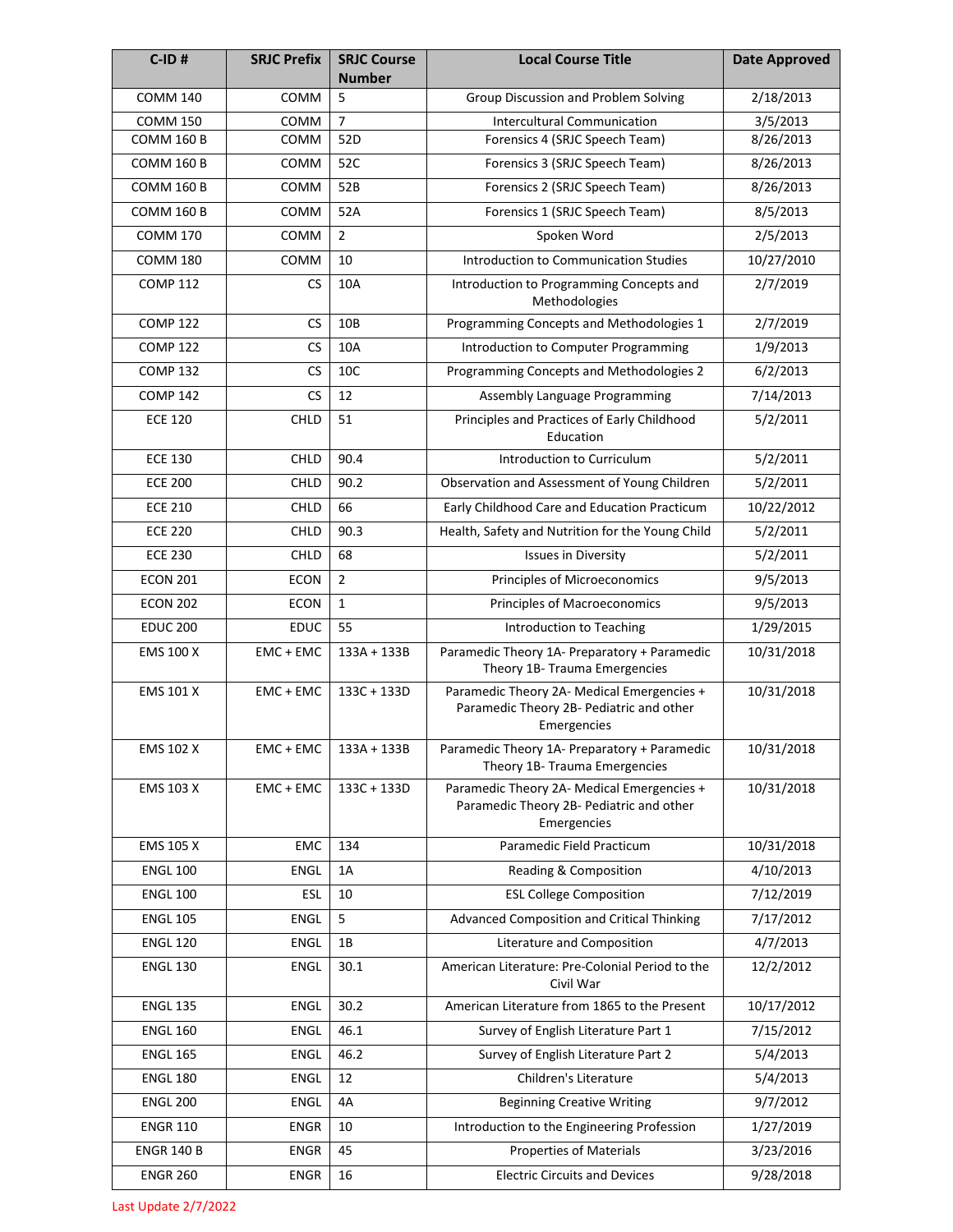| C-ID # | SRJC Prefix | SRJC Course Number | Local Course Title | Date Approved |
|---|---|---|---|---|
| COMM 140 | COMM | 5 | Group Discussion and Problem Solving | 2/18/2013 |
| COMM 150 | COMM | 7 | Intercultural Communication | 3/5/2013 |
| COMM 160 B | COMM | 52D | Forensics 4 (SRJC Speech Team) | 8/26/2013 |
| COMM 160 B | COMM | 52C | Forensics 3 (SRJC Speech Team) | 8/26/2013 |
| COMM 160 B | COMM | 52B | Forensics 2 (SRJC Speech Team) | 8/26/2013 |
| COMM 160 B | COMM | 52A | Forensics 1 (SRJC Speech Team) | 8/5/2013 |
| COMM 170 | COMM | 2 | Spoken Word | 2/5/2013 |
| COMM 180 | COMM | 10 | Introduction to Communication Studies | 10/27/2010 |
| COMP 112 | CS | 10A | Introduction to Programming Concepts and Methodologies | 2/7/2019 |
| COMP 122 | CS | 10B | Programming Concepts and Methodologies 1 | 2/7/2019 |
| COMP 122 | CS | 10A | Introduction to Computer Programming | 1/9/2013 |
| COMP 132 | CS | 10C | Programming Concepts and Methodologies 2 | 6/2/2013 |
| COMP 142 | CS | 12 | Assembly Language Programming | 7/14/2013 |
| ECE 120 | CHLD | 51 | Principles and Practices of Early Childhood Education | 5/2/2011 |
| ECE 130 | CHLD | 90.4 | Introduction to Curriculum | 5/2/2011 |
| ECE 200 | CHLD | 90.2 | Observation and Assessment of Young Children | 5/2/2011 |
| ECE 210 | CHLD | 66 | Early Childhood Care and Education Practicum | 10/22/2012 |
| ECE 220 | CHLD | 90.3 | Health, Safety and Nutrition for the Young Child | 5/2/2011 |
| ECE 230 | CHLD | 68 | Issues in Diversity | 5/2/2011 |
| ECON 201 | ECON | 2 | Principles of Microeconomics | 9/5/2013 |
| ECON 202 | ECON | 1 | Principles of Macroeconomics | 9/5/2013 |
| EDUC 200 | EDUC | 55 | Introduction to Teaching | 1/29/2015 |
| EMS 100 X | EMC + EMC | 133A + 133B | Paramedic Theory 1A- Preparatory + Paramedic Theory 1B- Trauma Emergencies | 10/31/2018 |
| EMS 101 X | EMC + EMC | 133C + 133D | Paramedic Theory 2A- Medical Emergencies + Paramedic Theory 2B- Pediatric and other Emergencies | 10/31/2018 |
| EMS 102 X | EMC + EMC | 133A + 133B | Paramedic Theory 1A- Preparatory + Paramedic Theory 1B- Trauma Emergencies | 10/31/2018 |
| EMS 103 X | EMC + EMC | 133C + 133D | Paramedic Theory 2A- Medical Emergencies + Paramedic Theory 2B- Pediatric and other Emergencies | 10/31/2018 |
| EMS 105 X | EMC | 134 | Paramedic Field Practicum | 10/31/2018 |
| ENGL 100 | ENGL | 1A | Reading & Composition | 4/10/2013 |
| ENGL 100 | ESL | 10 | ESL College Composition | 7/12/2019 |
| ENGL 105 | ENGL | 5 | Advanced Composition and Critical Thinking | 7/17/2012 |
| ENGL 120 | ENGL | 1B | Literature and Composition | 4/7/2013 |
| ENGL 130 | ENGL | 30.1 | American Literature: Pre-Colonial Period to the Civil War | 12/2/2012 |
| ENGL 135 | ENGL | 30.2 | American Literature from 1865 to the Present | 10/17/2012 |
| ENGL 160 | ENGL | 46.1 | Survey of English Literature Part 1 | 7/15/2012 |
| ENGL 165 | ENGL | 46.2 | Survey of English Literature Part 2 | 5/4/2013 |
| ENGL 180 | ENGL | 12 | Children's Literature | 5/4/2013 |
| ENGL 200 | ENGL | 4A | Beginning Creative Writing | 9/7/2012 |
| ENGR 110 | ENGR | 10 | Introduction to the Engineering Profession | 1/27/2019 |
| ENGR 140 B | ENGR | 45 | Properties of Materials | 3/23/2016 |
| ENGR 260 | ENGR | 16 | Electric Circuits and Devices | 9/28/2018 |

Last Update 2/7/2022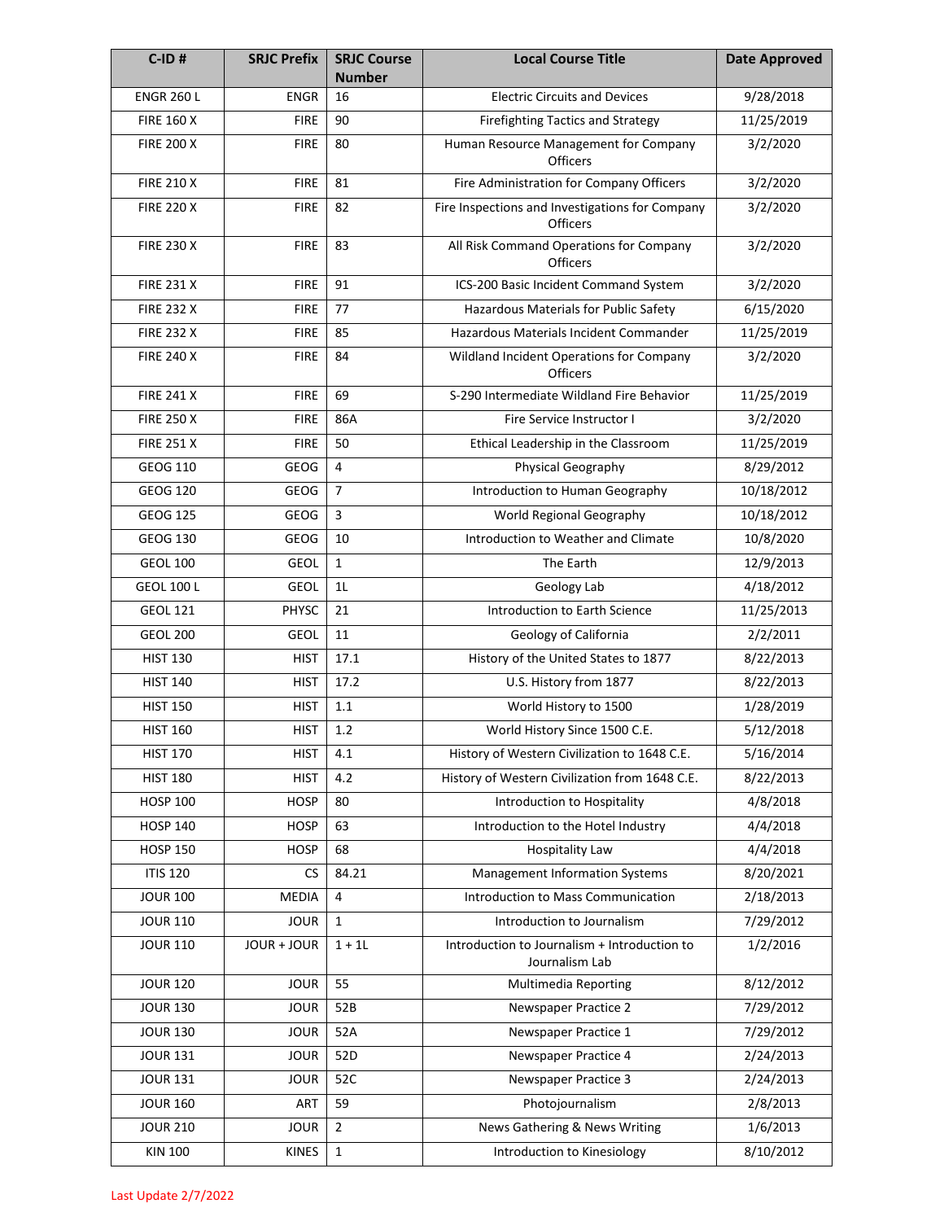| C-ID # | SRJC Prefix | SRJC Course Number | Local Course Title | Date Approved |
|---|---|---|---|---|
| ENGR 260 L | ENGR | 16 | Electric Circuits and Devices | 9/28/2018 |
| FIRE 160 X | FIRE | 90 | Firefighting Tactics and Strategy | 11/25/2019 |
| FIRE 200 X | FIRE | 80 | Human Resource Management for Company Officers | 3/2/2020 |
| FIRE 210 X | FIRE | 81 | Fire Administration for Company Officers | 3/2/2020 |
| FIRE 220 X | FIRE | 82 | Fire Inspections and Investigations for Company Officers | 3/2/2020 |
| FIRE 230 X | FIRE | 83 | All Risk Command Operations for Company Officers | 3/2/2020 |
| FIRE 231 X | FIRE | 91 | ICS-200 Basic Incident Command System | 3/2/2020 |
| FIRE 232 X | FIRE | 77 | Hazardous Materials for Public Safety | 6/15/2020 |
| FIRE 232 X | FIRE | 85 | Hazardous Materials Incident Commander | 11/25/2019 |
| FIRE 240 X | FIRE | 84 | Wildland Incident Operations for Company Officers | 3/2/2020 |
| FIRE 241 X | FIRE | 69 | S-290 Intermediate Wildland Fire Behavior | 11/25/2019 |
| FIRE 250 X | FIRE | 86A | Fire Service Instructor I | 3/2/2020 |
| FIRE 251 X | FIRE | 50 | Ethical Leadership in the Classroom | 11/25/2019 |
| GEOG 110 | GEOG | 4 | Physical Geography | 8/29/2012 |
| GEOG 120 | GEOG | 7 | Introduction to Human Geography | 10/18/2012 |
| GEOG 125 | GEOG | 3 | World Regional Geography | 10/18/2012 |
| GEOG 130 | GEOG | 10 | Introduction to Weather and Climate | 10/8/2020 |
| GEOL 100 | GEOL | 1 | The Earth | 12/9/2013 |
| GEOL 100 L | GEOL | 1L | Geology Lab | 4/18/2012 |
| GEOL 121 | PHYSC | 21 | Introduction to Earth Science | 11/25/2013 |
| GEOL 200 | GEOL | 11 | Geology of California | 2/2/2011 |
| HIST 130 | HIST | 17.1 | History of the United States to 1877 | 8/22/2013 |
| HIST 140 | HIST | 17.2 | U.S. History from 1877 | 8/22/2013 |
| HIST 150 | HIST | 1.1 | World History to 1500 | 1/28/2019 |
| HIST 160 | HIST | 1.2 | World History Since 1500 C.E. | 5/12/2018 |
| HIST 170 | HIST | 4.1 | History of Western Civilization to 1648 C.E. | 5/16/2014 |
| HIST 180 | HIST | 4.2 | History of Western Civilization from 1648 C.E. | 8/22/2013 |
| HOSP 100 | HOSP | 80 | Introduction to Hospitality | 4/8/2018 |
| HOSP 140 | HOSP | 63 | Introduction to the Hotel Industry | 4/4/2018 |
| HOSP 150 | HOSP | 68 | Hospitality Law | 4/4/2018 |
| ITIS 120 | CS | 84.21 | Management Information Systems | 8/20/2021 |
| JOUR 100 | MEDIA | 4 | Introduction to Mass Communication | 2/18/2013 |
| JOUR 110 | JOUR | 1 | Introduction to Journalism | 7/29/2012 |
| JOUR 110 | JOUR + JOUR | 1 + 1L | Introduction to Journalism + Introduction to Journalism Lab | 1/2/2016 |
| JOUR 120 | JOUR | 55 | Multimedia Reporting | 8/12/2012 |
| JOUR 130 | JOUR | 52B | Newspaper Practice 2 | 7/29/2012 |
| JOUR 130 | JOUR | 52A | Newspaper Practice 1 | 7/29/2012 |
| JOUR 131 | JOUR | 52D | Newspaper Practice 4 | 2/24/2013 |
| JOUR 131 | JOUR | 52C | Newspaper Practice 3 | 2/24/2013 |
| JOUR 160 | ART | 59 | Photojournalism | 2/8/2013 |
| JOUR 210 | JOUR | 2 | News Gathering & News Writing | 1/6/2013 |
| KIN 100 | KINES | 1 | Introduction to Kinesiology | 8/10/2012 |

Last Update 2/7/2022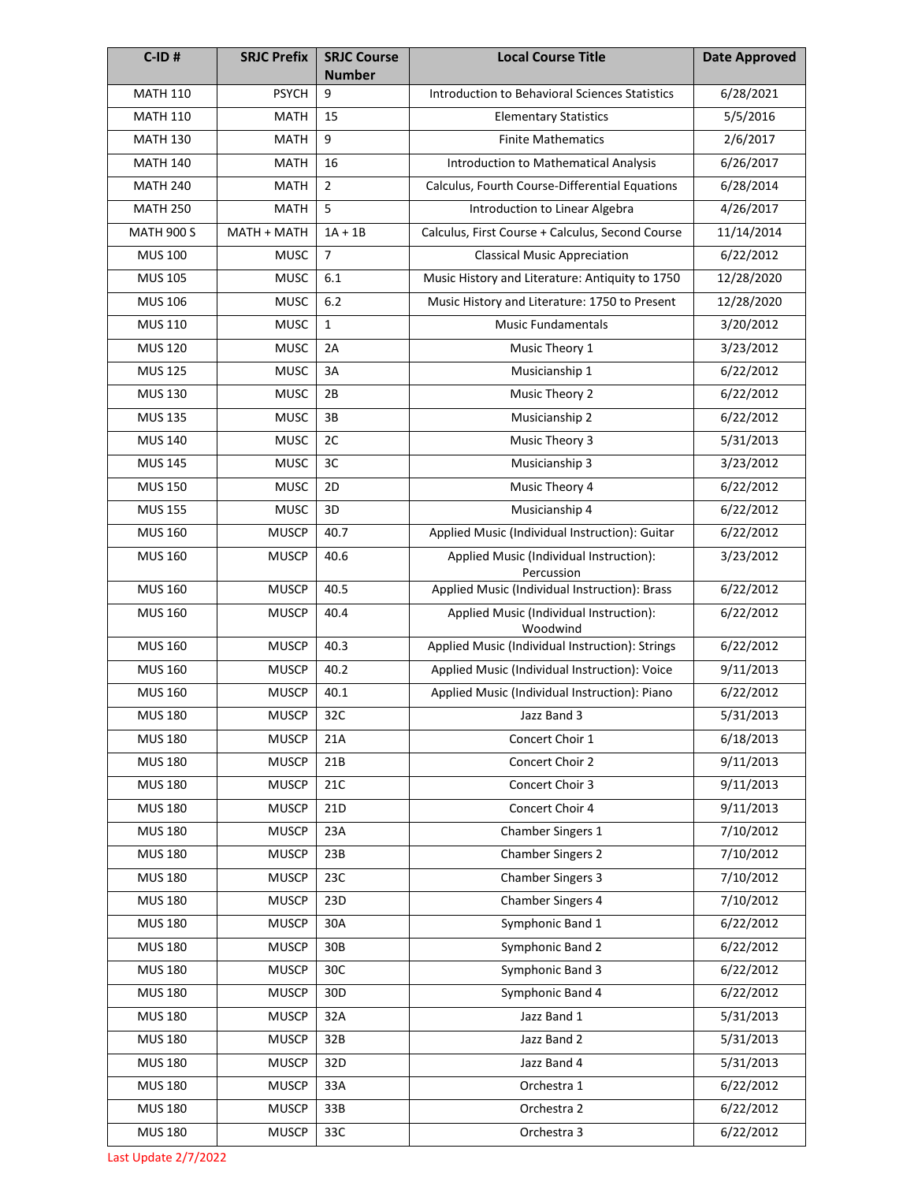| C-ID # | SRJC Prefix | SRJC Course Number | Local Course Title | Date Approved |
|---|---|---|---|---|
| MATH 110 | PSYCH | 9 | Introduction to Behavioral Sciences Statistics | 6/28/2021 |
| MATH 110 | MATH | 15 | Elementary Statistics | 5/5/2016 |
| MATH 130 | MATH | 9 | Finite Mathematics | 2/6/2017 |
| MATH 140 | MATH | 16 | Introduction to Mathematical Analysis | 6/26/2017 |
| MATH 240 | MATH | 2 | Calculus, Fourth Course-Differential Equations | 6/28/2014 |
| MATH 250 | MATH | 5 | Introduction to Linear Algebra | 4/26/2017 |
| MATH 900 S | MATH + MATH | 1A + 1B | Calculus, First Course + Calculus, Second Course | 11/14/2014 |
| MUS 100 | MUSC | 7 | Classical Music Appreciation | 6/22/2012 |
| MUS 105 | MUSC | 6.1 | Music History and Literature: Antiquity to 1750 | 12/28/2020 |
| MUS 106 | MUSC | 6.2 | Music History and Literature: 1750 to Present | 12/28/2020 |
| MUS 110 | MUSC | 1 | Music Fundamentals | 3/20/2012 |
| MUS 120 | MUSC | 2A | Music Theory 1 | 3/23/2012 |
| MUS 125 | MUSC | 3A | Musicianship 1 | 6/22/2012 |
| MUS 130 | MUSC | 2B | Music Theory 2 | 6/22/2012 |
| MUS 135 | MUSC | 3B | Musicianship 2 | 6/22/2012 |
| MUS 140 | MUSC | 2C | Music Theory 3 | 5/31/2013 |
| MUS 145 | MUSC | 3C | Musicianship 3 | 3/23/2012 |
| MUS 150 | MUSC | 2D | Music Theory 4 | 6/22/2012 |
| MUS 155 | MUSC | 3D | Musicianship 4 | 6/22/2012 |
| MUS 160 | MUSCP | 40.7 | Applied Music (Individual Instruction): Guitar | 6/22/2012 |
| MUS 160 | MUSCP | 40.6 | Applied Music (Individual Instruction): Percussion | 3/23/2012 |
| MUS 160 | MUSCP | 40.5 | Applied Music (Individual Instruction): Brass | 6/22/2012 |
| MUS 160 | MUSCP | 40.4 | Applied Music (Individual Instruction): Woodwind | 6/22/2012 |
| MUS 160 | MUSCP | 40.3 | Applied Music (Individual Instruction): Strings | 6/22/2012 |
| MUS 160 | MUSCP | 40.2 | Applied Music (Individual Instruction): Voice | 9/11/2013 |
| MUS 160 | MUSCP | 40.1 | Applied Music (Individual Instruction): Piano | 6/22/2012 |
| MUS 180 | MUSCP | 32C | Jazz Band 3 | 5/31/2013 |
| MUS 180 | MUSCP | 21A | Concert Choir 1 | 6/18/2013 |
| MUS 180 | MUSCP | 21B | Concert Choir 2 | 9/11/2013 |
| MUS 180 | MUSCP | 21C | Concert Choir 3 | 9/11/2013 |
| MUS 180 | MUSCP | 21D | Concert Choir 4 | 9/11/2013 |
| MUS 180 | MUSCP | 23A | Chamber Singers 1 | 7/10/2012 |
| MUS 180 | MUSCP | 23B | Chamber Singers 2 | 7/10/2012 |
| MUS 180 | MUSCP | 23C | Chamber Singers 3 | 7/10/2012 |
| MUS 180 | MUSCP | 23D | Chamber Singers 4 | 7/10/2012 |
| MUS 180 | MUSCP | 30A | Symphonic Band 1 | 6/22/2012 |
| MUS 180 | MUSCP | 30B | Symphonic Band 2 | 6/22/2012 |
| MUS 180 | MUSCP | 30C | Symphonic Band 3 | 6/22/2012 |
| MUS 180 | MUSCP | 30D | Symphonic Band 4 | 6/22/2012 |
| MUS 180 | MUSCP | 32A | Jazz Band 1 | 5/31/2013 |
| MUS 180 | MUSCP | 32B | Jazz Band 2 | 5/31/2013 |
| MUS 180 | MUSCP | 32D | Jazz Band 4 | 5/31/2013 |
| MUS 180 | MUSCP | 33A | Orchestra 1 | 6/22/2012 |
| MUS 180 | MUSCP | 33B | Orchestra 2 | 6/22/2012 |
| MUS 180 | MUSCP | 33C | Orchestra 3 | 6/22/2012 |

Last Update 2/7/2022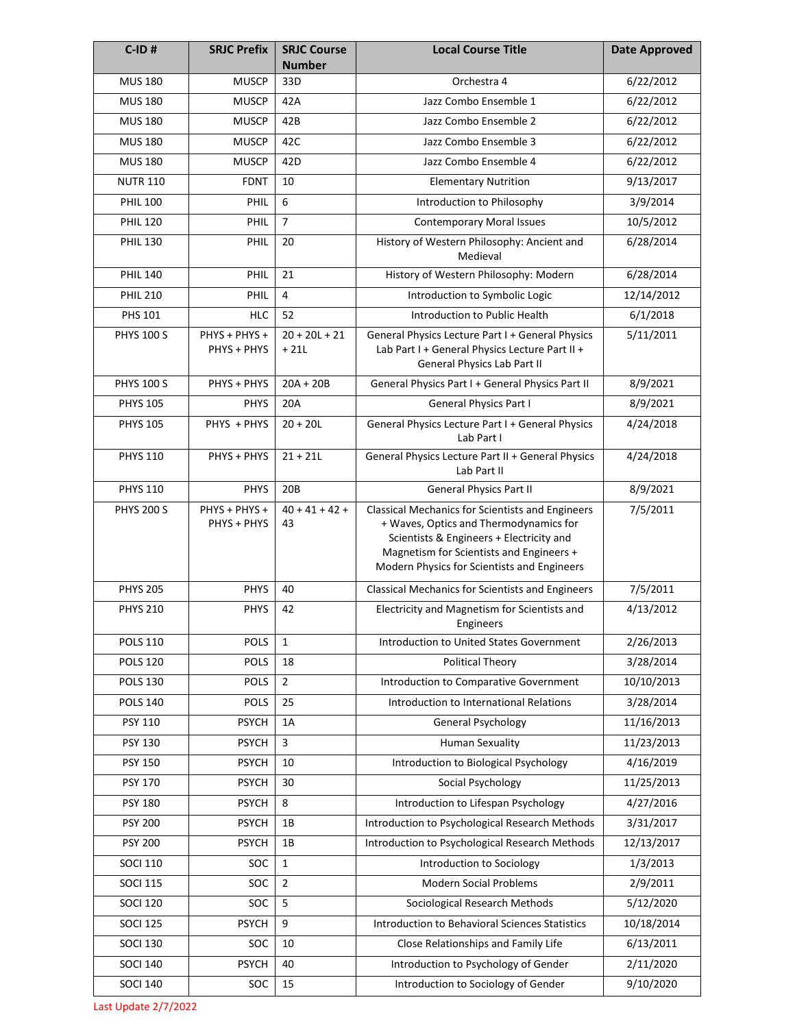| C-ID # | SRJC Prefix | SRJC Course Number | Local Course Title | Date Approved |
|---|---|---|---|---|
| MUS 180 | MUSCP | 33D | Orchestra 4 | 6/22/2012 |
| MUS 180 | MUSCP | 42A | Jazz Combo Ensemble 1 | 6/22/2012 |
| MUS 180 | MUSCP | 42B | Jazz Combo Ensemble 2 | 6/22/2012 |
| MUS 180 | MUSCP | 42C | Jazz Combo Ensemble 3 | 6/22/2012 |
| MUS 180 | MUSCP | 42D | Jazz Combo Ensemble 4 | 6/22/2012 |
| NUTR 110 | FDNT | 10 | Elementary Nutrition | 9/13/2017 |
| PHIL 100 | PHIL | 6 | Introduction to Philosophy | 3/9/2014 |
| PHIL 120 | PHIL | 7 | Contemporary Moral Issues | 10/5/2012 |
| PHIL 130 | PHIL | 20 | History of Western Philosophy: Ancient and Medieval | 6/28/2014 |
| PHIL 140 | PHIL | 21 | History of Western Philosophy: Modern | 6/28/2014 |
| PHIL 210 | PHIL | 4 | Introduction to Symbolic Logic | 12/14/2012 |
| PHS 101 | HLC | 52 | Introduction to Public Health | 6/1/2018 |
| PHYS 100 S | PHYS + PHYS + PHYS + PHYS | 20 + 20L + 21 + 21L | General Physics Lecture Part I + General Physics Lab Part I + General Physics Lecture Part II + General Physics Lab Part II | 5/11/2011 |
| PHYS 100 S | PHYS + PHYS | 20A + 20B | General Physics Part I + General Physics Part II | 8/9/2021 |
| PHYS 105 | PHYS | 20A | General Physics Part I | 8/9/2021 |
| PHYS 105 | PHYS + PHYS | 20 + 20L | General Physics Lecture Part I + General Physics Lab Part I | 4/24/2018 |
| PHYS 110 | PHYS + PHYS | 21 + 21L | General Physics Lecture Part II + General Physics Lab Part II | 4/24/2018 |
| PHYS 110 | PHYS | 20B | General Physics Part II | 8/9/2021 |
| PHYS 200 S | PHYS + PHYS + PHYS + PHYS | 40 + 41 + 42 + 43 | Classical Mechanics for Scientists and Engineers + Waves, Optics and Thermodynamics for Scientists & Engineers + Electricity and Magnetism for Scientists and Engineers + Modern Physics for Scientists and Engineers | 7/5/2011 |
| PHYS 205 | PHYS | 40 | Classical Mechanics for Scientists and Engineers | 7/5/2011 |
| PHYS 210 | PHYS | 42 | Electricity and Magnetism for Scientists and Engineers | 4/13/2012 |
| POLS 110 | POLS | 1 | Introduction to United States Government | 2/26/2013 |
| POLS 120 | POLS | 18 | Political Theory | 3/28/2014 |
| POLS 130 | POLS | 2 | Introduction to Comparative Government | 10/10/2013 |
| POLS 140 | POLS | 25 | Introduction to International Relations | 3/28/2014 |
| PSY 110 | PSYCH | 1A | General Psychology | 11/16/2013 |
| PSY 130 | PSYCH | 3 | Human Sexuality | 11/23/2013 |
| PSY 150 | PSYCH | 10 | Introduction to Biological Psychology | 4/16/2019 |
| PSY 170 | PSYCH | 30 | Social Psychology | 11/25/2013 |
| PSY 180 | PSYCH | 8 | Introduction to Lifespan Psychology | 4/27/2016 |
| PSY 200 | PSYCH | 1B | Introduction to Psychological Research Methods | 3/31/2017 |
| PSY 200 | PSYCH | 1B | Introduction to Psychological Research Methods | 12/13/2017 |
| SOCI 110 | SOC | 1 | Introduction to Sociology | 1/3/2013 |
| SOCI 115 | SOC | 2 | Modern Social Problems | 2/9/2011 |
| SOCI 120 | SOC | 5 | Sociological Research Methods | 5/12/2020 |
| SOCI 125 | PSYCH | 9 | Introduction to Behavioral Sciences Statistics | 10/18/2014 |
| SOCI 130 | SOC | 10 | Close Relationships and Family Life | 6/13/2011 |
| SOCI 140 | PSYCH | 40 | Introduction to Psychology of Gender | 2/11/2020 |
| SOCI 140 | SOC | 15 | Introduction to Sociology of Gender | 9/10/2020 |

Last Update 2/7/2022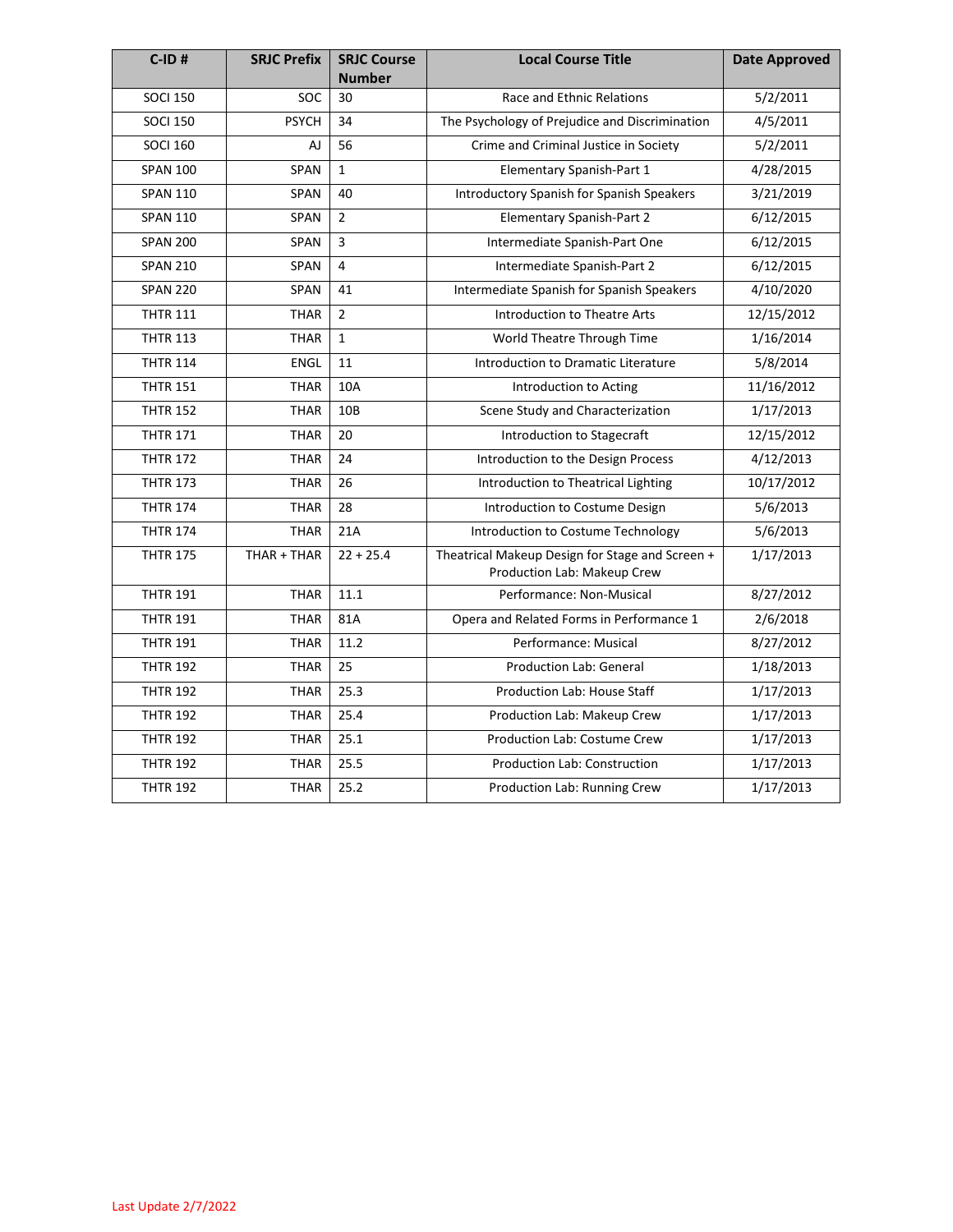| C-ID # | SRJC Prefix | SRJC Course Number | Local Course Title | Date Approved |
|---|---|---|---|---|
| SOCI 150 | SOC | 30 | Race and Ethnic Relations | 5/2/2011 |
| SOCI 150 | PSYCH | 34 | The Psychology of Prejudice and Discrimination | 4/5/2011 |
| SOCI 160 | AJ | 56 | Crime and Criminal Justice in Society | 5/2/2011 |
| SPAN 100 | SPAN | 1 | Elementary Spanish-Part 1 | 4/28/2015 |
| SPAN 110 | SPAN | 40 | Introductory Spanish for Spanish Speakers | 3/21/2019 |
| SPAN 110 | SPAN | 2 | Elementary Spanish-Part 2 | 6/12/2015 |
| SPAN 200 | SPAN | 3 | Intermediate Spanish-Part One | 6/12/2015 |
| SPAN 210 | SPAN | 4 | Intermediate Spanish-Part 2 | 6/12/2015 |
| SPAN 220 | SPAN | 41 | Intermediate Spanish for Spanish Speakers | 4/10/2020 |
| THTR 111 | THAR | 2 | Introduction to Theatre Arts | 12/15/2012 |
| THTR 113 | THAR | 1 | World Theatre Through Time | 1/16/2014 |
| THTR 114 | ENGL | 11 | Introduction to Dramatic Literature | 5/8/2014 |
| THTR 151 | THAR | 10A | Introduction to Acting | 11/16/2012 |
| THTR 152 | THAR | 10B | Scene Study and Characterization | 1/17/2013 |
| THTR 171 | THAR | 20 | Introduction to Stagecraft | 12/15/2012 |
| THTR 172 | THAR | 24 | Introduction to the Design Process | 4/12/2013 |
| THTR 173 | THAR | 26 | Introduction to Theatrical Lighting | 10/17/2012 |
| THTR 174 | THAR | 28 | Introduction to Costume Design | 5/6/2013 |
| THTR 174 | THAR | 21A | Introduction to Costume Technology | 5/6/2013 |
| THTR 175 | THAR + THAR | 22 + 25.4 | Theatrical Makeup Design for Stage and Screen + Production Lab: Makeup Crew | 1/17/2013 |
| THTR 191 | THAR | 11.1 | Performance: Non-Musical | 8/27/2012 |
| THTR 191 | THAR | 81A | Opera and Related Forms in Performance 1 | 2/6/2018 |
| THTR 191 | THAR | 11.2 | Performance: Musical | 8/27/2012 |
| THTR 192 | THAR | 25 | Production Lab: General | 1/18/2013 |
| THTR 192 | THAR | 25.3 | Production Lab: House Staff | 1/17/2013 |
| THTR 192 | THAR | 25.4 | Production Lab: Makeup Crew | 1/17/2013 |
| THTR 192 | THAR | 25.1 | Production Lab: Costume Crew | 1/17/2013 |
| THTR 192 | THAR | 25.5 | Production Lab: Construction | 1/17/2013 |
| THTR 192 | THAR | 25.2 | Production Lab: Running Crew | 1/17/2013 |

Last Update 2/7/2022